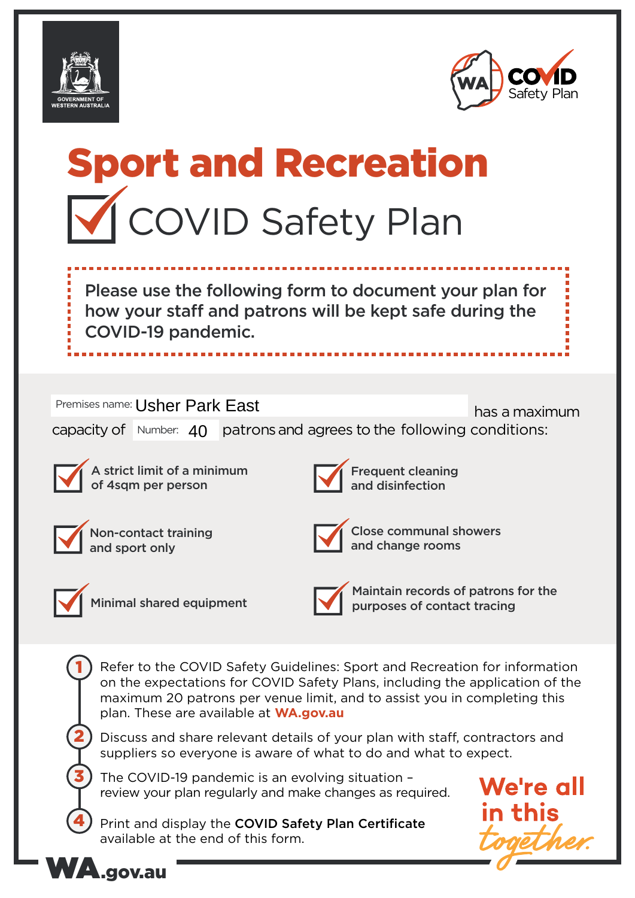GOVERNMENT OF WESTERN AUSTRALIA

WA COVID Safety Plan

# Sport and Recreation

## COVID Safety Plan

**Please use the following form to document your plan for how your staff and patrons will be kept safe during the COVID-19 pandemic.**

Premises name: Usher Park East has a maximum capacity of Number: 40 patrons and agrees to the following conditions:

- ☑ **A strict limit of a minimum of 4sqm per person**
- ☑ **Frequent cleaning and disinfection**
- ☑ **Non-contact training and sport only**
- ☑ **Close communal showers and change rooms**
- ☑ **Minimal shared equipment**
- ☑ **Maintain records of patrons for the purposes of contact tracing**

1. Refer to the COVID Safety Guidelines: Sport and Recreation for information on the expectations for COVID Safety Plans, including the application of the maximum 20 patrons per venue limit, and to assist you in completing this plan. These are available at **WA.gov.au**
2. Discuss and share relevant details of your plan with staff, contractors and suppliers so everyone is aware of what to do and what to expect.
3. The COVID-19 pandemic is an evolving situation – review your plan regularly and make changes as required.
4. Print and display the **COVID Safety Plan Certificate** available at the end of this form.

**We're all in this together.**

WA.gov.au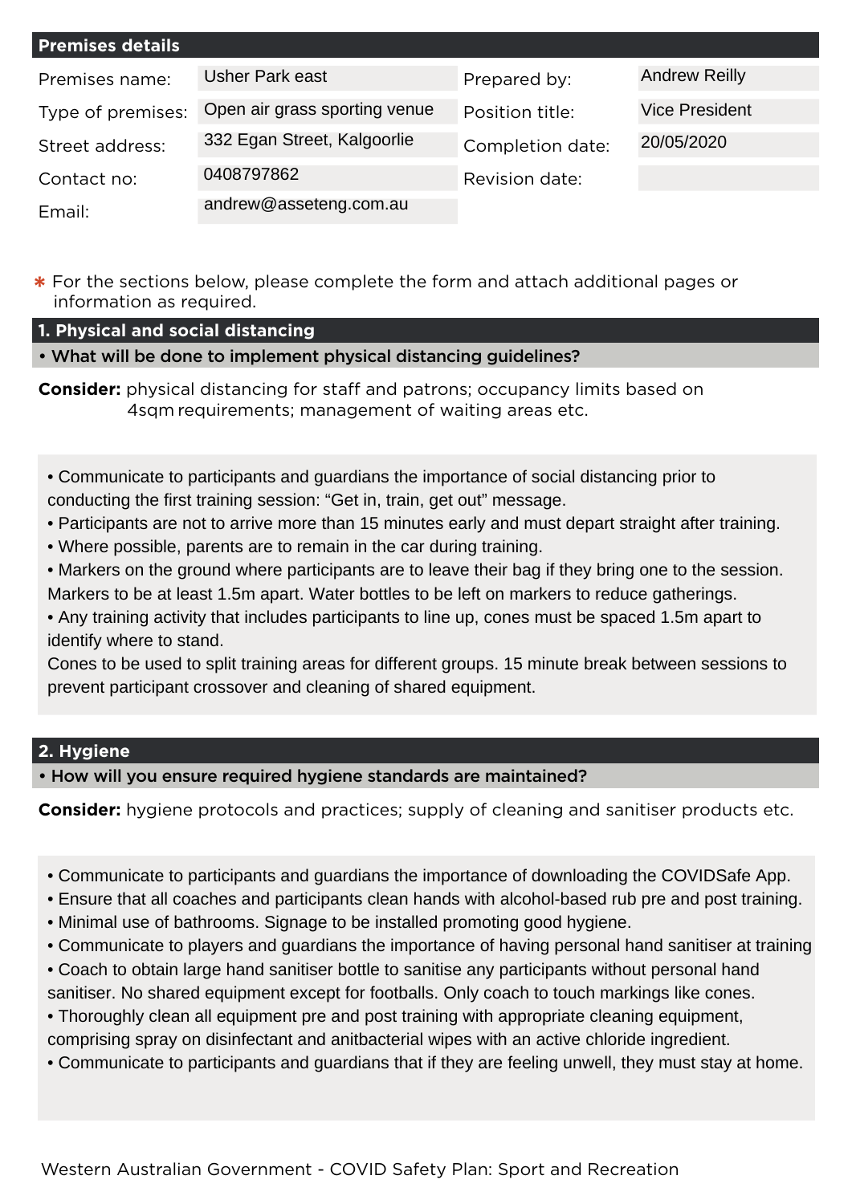## Premises details

| | | | |
|---|---|---|---|
| Premises name: | Usher Park east | Prepared by: | Andrew Reilly |
| Type of premises: | Open air grass sporting venue | Position title: | Vice President |
| Street address: | 332 Egan Street, Kalgoorlie | Completion date: | 20/05/2020 |
| Contact no: | 0408797862 | Revision date: | |
| Email: | andrew@asseteng.com.au | | |

* For the sections below, please complete the form and attach additional pages or information as required.

## 1. Physical and social distancing

**• What will be done to implement physical distancing guidelines?**

**Consider:** physical distancing for staff and patrons; occupancy limits based on 4sqm requirements; management of waiting areas etc.

• Communicate to participants and guardians the importance of social distancing prior to conducting the first training session: "Get in, train, get out" message.
• Participants are not to arrive more than 15 minutes early and must depart straight after training.
• Where possible, parents are to remain in the car during training.
• Markers on the ground where participants are to leave their bag if they bring one to the session. Markers to be at least 1.5m apart. Water bottles to be left on markers to reduce gatherings.
• Any training activity that includes participants to line up, cones must be spaced 1.5m apart to identify where to stand.
Cones to be used to split training areas for different groups. 15 minute break between sessions to prevent participant crossover and cleaning of shared equipment.

## 2. Hygiene

**• How will you ensure required hygiene standards are maintained?**

**Consider:** hygiene protocols and practices; supply of cleaning and sanitiser products etc.

• Communicate to participants and guardians the importance of downloading the COVIDSafe App.
• Ensure that all coaches and participants clean hands with alcohol-based rub pre and post training.
• Minimal use of bathrooms. Signage to be installed promoting good hygiene.
• Communicate to players and guardians the importance of having personal hand sanitiser at training
• Coach to obtain large hand sanitiser bottle to sanitise any participants without personal hand sanitiser. No shared equipment except for footballs. Only coach to touch markings like cones.
• Thoroughly clean all equipment pre and post training with appropriate cleaning equipment, comprising spray on disinfectant and anitbacterial wipes with an active chloride ingredient.
• Communicate to participants and guardians that if they are feeling unwell, they must stay at home.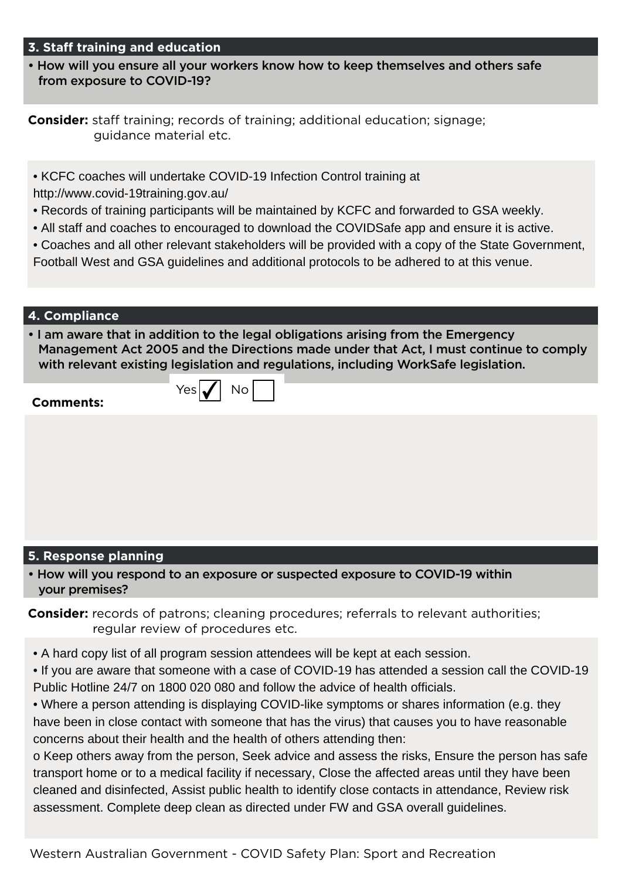## 3. Staff training and education

**• How will you ensure all your workers know how to keep themselves and others safe from exposure to COVID-19?**

**Consider:** staff training; records of training; additional education; signage; guidance material etc.

- KCFC coaches will undertake COVID-19 Infection Control training at http://www.covid-19training.gov.au/
- Records of training participants will be maintained by KCFC and forwarded to GSA weekly.
- All staff and coaches to encouraged to download the COVIDSafe app and ensure it is active.
- Coaches and all other relevant stakeholders will be provided with a copy of the State Government, Football West and GSA guidelines and additional protocols to be adhered to at this venue.

## 4. Compliance

**• I am aware that in addition to the legal obligations arising from the Emergency Management Act 2005 and the Directions made under that Act, I must continue to comply with relevant existing legislation and regulations, including WorkSafe legislation.**

Yes ☑ No ☐

**Comments:**

## 5. Response planning

**• How will you respond to an exposure or suspected exposure to COVID-19 within your premises?**

**Consider:** records of patrons; cleaning procedures; referrals to relevant authorities; regular review of procedures etc.

- A hard copy list of all program session attendees will be kept at each session.
- If you are aware that someone with a case of COVID-19 has attended a session call the COVID-19 Public Hotline 24/7 on 1800 020 080 and follow the advice of health officials.
- Where a person attending is displaying COVID-like symptoms or shares information (e.g. they have been in close contact with someone that has the virus) that causes you to have reasonable concerns about their health and the health of others attending then:

o Keep others away from the person, Seek advice and assess the risks, Ensure the person has safe transport home or to a medical facility if necessary, Close the affected areas until they have been cleaned and disinfected, Assist public health to identify close contacts in attendance, Review risk assessment. Complete deep clean as directed under FW and GSA overall guidelines.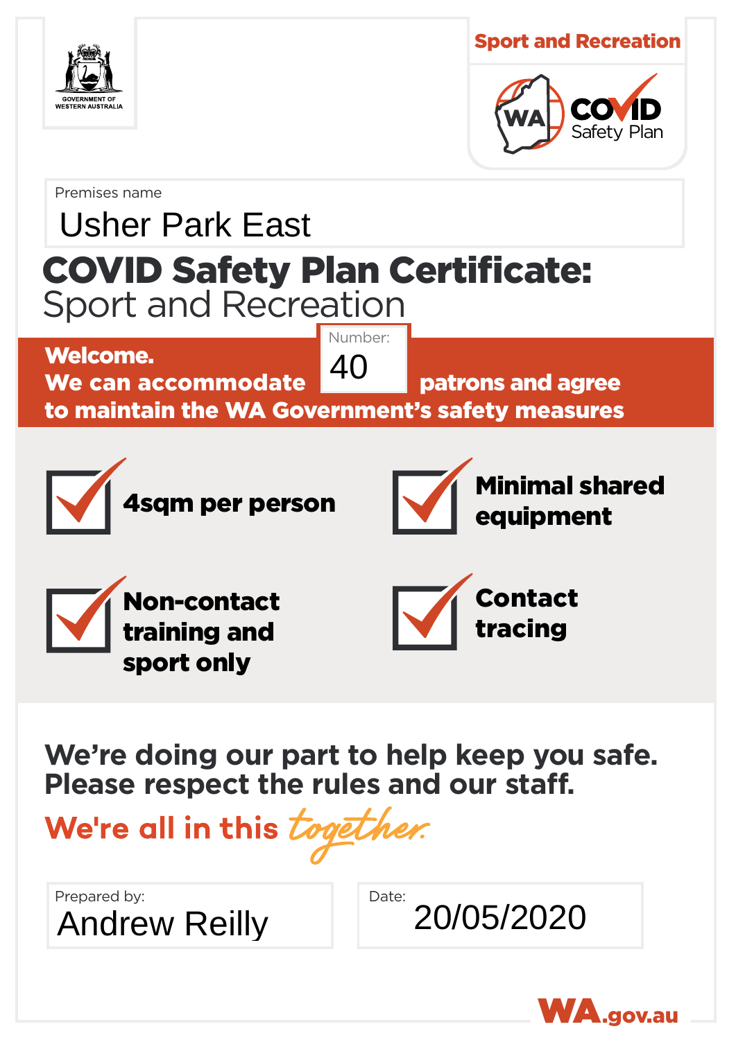GOVERNMENT OF WESTERN AUSTRALIA

**Sport and Recreation**

WA COVID Safety Plan

Premises name

Usher Park East

# COVID Safety Plan Certificate:
## Sport and Recreation

**Welcome.**
**We can accommodate** Number: 40 **patrons and agree to maintain the WA Government's safety measures**

- **4sqm per person**
- **Minimal shared equipment**
- **Non-contact training and sport only**
- **Contact tracing**

**We're doing our part to help keep you safe. Please respect the rules and our staff.**

**We're all in this** *together.*

Prepared by: Andrew Reilly

Date: 20/05/2020

WA.gov.au